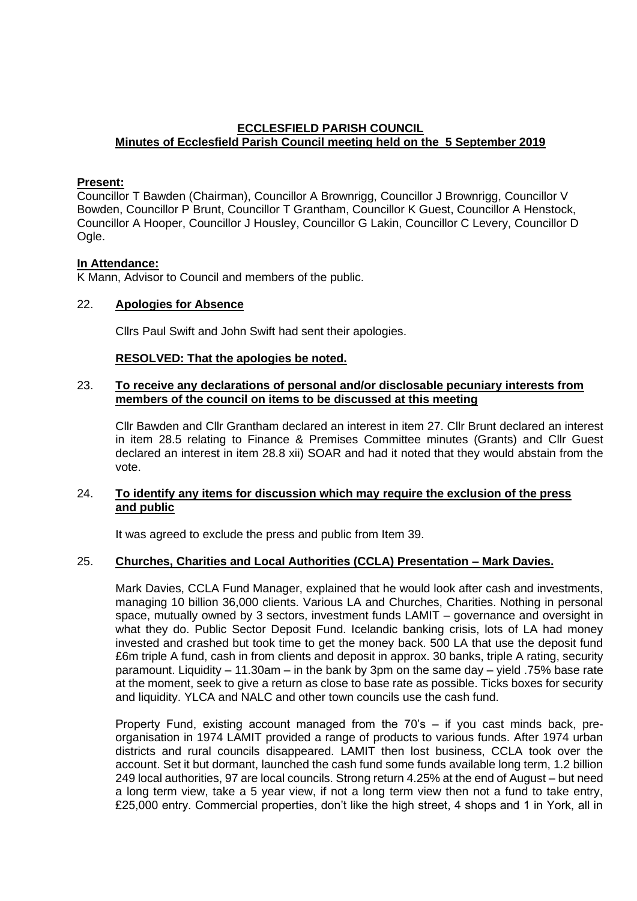# ECCLESFIELD PARISH COUNCIL
## Minutes of Ecclesfield Parish Council meeting held on the 5 September 2019

**Present:**
Councillor T Bawden (Chairman), Councillor A Brownrigg, Councillor J Brownrigg, Councillor V Bowden, Councillor P Brunt, Councillor T Grantham, Councillor K Guest, Councillor A Henstock, Councillor A Hooper, Councillor J Housley, Councillor G Lakin, Councillor C Levery, Councillor D Ogle.

**In Attendance:**
K Mann, Advisor to Council and members of the public.

22. **Apologies for Absence**

Cllrs Paul Swift and John Swift had sent their apologies.

**RESOLVED: That the apologies be noted.**

23. **To receive any declarations of personal and/or disclosable pecuniary interests from members of the council on items to be discussed at this meeting**

Cllr Bawden and Cllr Grantham declared an interest in item 27. Cllr Brunt declared an interest in item 28.5 relating to Finance & Premises Committee minutes (Grants) and Cllr Guest declared an interest in item 28.8 xii) SOAR and had it noted that they would abstain from the vote.

24. **To identify any items for discussion which may require the exclusion of the press and public**

It was agreed to exclude the press and public from Item 39.

25. **Churches, Charities and Local Authorities (CCLA) Presentation – Mark Davies.**

Mark Davies, CCLA Fund Manager, explained that he would look after cash and investments, managing 10 billion 36,000 clients. Various LA and Churches, Charities. Nothing in personal space, mutually owned by 3 sectors, investment funds LAMIT – governance and oversight in what they do. Public Sector Deposit Fund. Icelandic banking crisis, lots of LA had money invested and crashed but took time to get the money back. 500 LA that use the deposit fund £6m triple A fund, cash in from clients and deposit in approx. 30 banks, triple A rating, security paramount. Liquidity – 11.30am – in the bank by 3pm on the same day – yield .75% base rate at the moment, seek to give a return as close to base rate as possible. Ticks boxes for security and liquidity. YLCA and NALC and other town councils use the cash fund.

Property Fund, existing account managed from the 70's – if you cast minds back, pre-organisation in 1974 LAMIT provided a range of products to various funds. After 1974 urban districts and rural councils disappeared. LAMIT then lost business, CCLA took over the account. Set it but dormant, launched the cash fund some funds available long term, 1.2 billion 249 local authorities, 97 are local councils. Strong return 4.25% at the end of August – but need a long term view, take a 5 year view, if not a long term view then not a fund to take entry, £25,000 entry. Commercial properties, don't like the high street, 4 shops and 1 in York, all in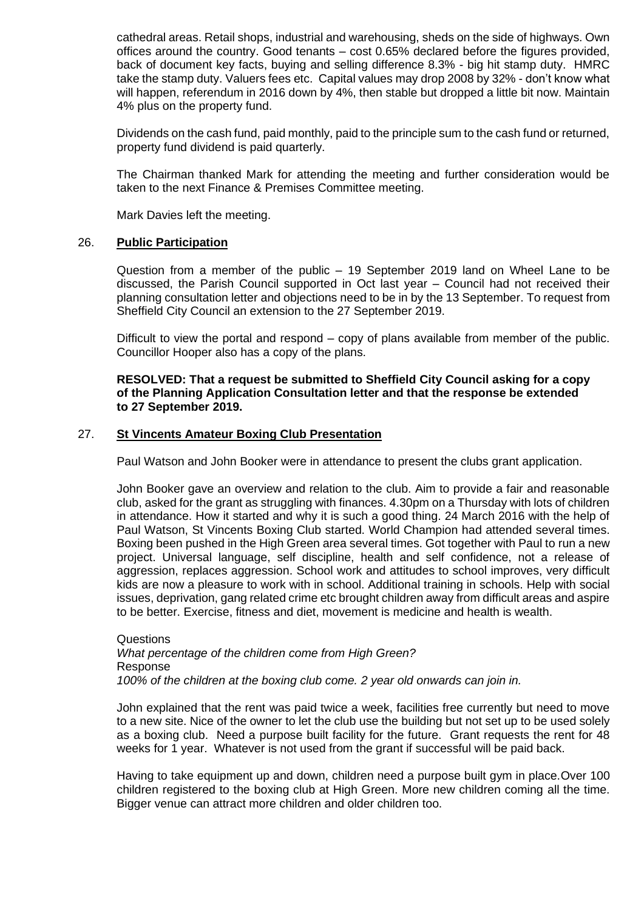cathedral areas. Retail shops, industrial and warehousing, sheds on the side of highways. Own offices around the country. Good tenants – cost 0.65% declared before the figures provided, back of document key facts, buying and selling difference 8.3% - big hit stamp duty. HMRC take the stamp duty. Valuers fees etc. Capital values may drop 2008 by 32% - don't know what will happen, referendum in 2016 down by 4%, then stable but dropped a little bit now. Maintain 4% plus on the property fund.

Dividends on the cash fund, paid monthly, paid to the principle sum to the cash fund or returned, property fund dividend is paid quarterly.

The Chairman thanked Mark for attending the meeting and further consideration would be taken to the next Finance & Premises Committee meeting.

Mark Davies left the meeting.

## 26. Public Participation

Question from a member of the public – 19 September 2019 land on Wheel Lane to be discussed, the Parish Council supported in Oct last year – Council had not received their planning consultation letter and objections need to be in by the 13 September. To request from Sheffield City Council an extension to the 27 September 2019.

Difficult to view the portal and respond – copy of plans available from member of the public. Councillor Hooper also has a copy of the plans.

**RESOLVED: That a request be submitted to Sheffield City Council asking for a copy of the Planning Application Consultation letter and that the response be extended to 27 September 2019.**

## 27. St Vincents Amateur Boxing Club Presentation

Paul Watson and John Booker were in attendance to present the clubs grant application.

John Booker gave an overview and relation to the club. Aim to provide a fair and reasonable club, asked for the grant as struggling with finances. 4.30pm on a Thursday with lots of children in attendance. How it started and why it is such a good thing. 24 March 2016 with the help of Paul Watson, St Vincents Boxing Club started. World Champion had attended several times. Boxing been pushed in the High Green area several times. Got together with Paul to run a new project. Universal language, self discipline, health and self confidence, not a release of aggression, replaces aggression. School work and attitudes to school improves, very difficult kids are now a pleasure to work with in school. Additional training in schools. Help with social issues, deprivation, gang related crime etc brought children away from difficult areas and aspire to be better. Exercise, fitness and diet, movement is medicine and health is wealth.

Questions
*What percentage of the children come from High Green?*
Response
*100% of the children at the boxing club come. 2 year old onwards can join in.*

John explained that the rent was paid twice a week, facilities free currently but need to move to a new site. Nice of the owner to let the club use the building but not set up to be used solely as a boxing club. Need a purpose built facility for the future. Grant requests the rent for 48 weeks for 1 year. Whatever is not used from the grant if successful will be paid back.

Having to take equipment up and down, children need a purpose built gym in place.Over 100 children registered to the boxing club at High Green. More new children coming all the time. Bigger venue can attract more children and older children too.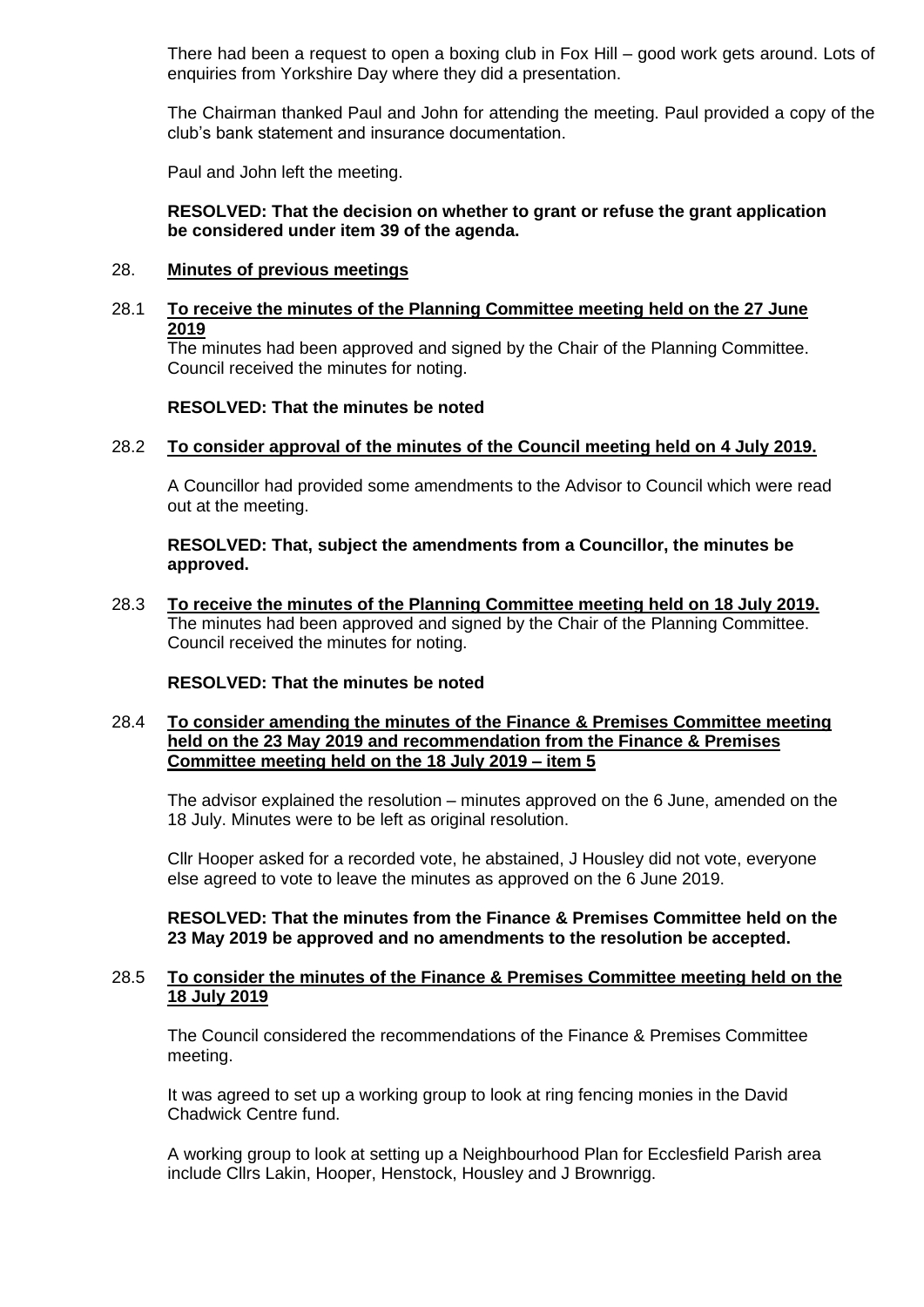There had been a request to open a boxing club in Fox Hill – good work gets around. Lots of enquiries from Yorkshire Day where they did a presentation.

The Chairman thanked Paul and John for attending the meeting. Paul provided a copy of the club's bank statement and insurance documentation.

Paul and John left the meeting.

**RESOLVED: That the decision on whether to grant or refuse the grant application be considered under item 39 of the agenda.**

28. **Minutes of previous meetings**

28.1 **To receive the minutes of the Planning Committee meeting held on the 27 June 2019**

The minutes had been approved and signed by the Chair of the Planning Committee. Council received the minutes for noting.

**RESOLVED: That the minutes be noted**

28.2 **To consider approval of the minutes of the Council meeting held on 4 July 2019.**

A Councillor had provided some amendments to the Advisor to Council which were read out at the meeting.

**RESOLVED: That, subject the amendments from a Councillor, the minutes be approved.**

28.3 **To receive the minutes of the Planning Committee meeting held on 18 July 2019.**

The minutes had been approved and signed by the Chair of the Planning Committee. Council received the minutes for noting.

**RESOLVED: That the minutes be noted**

28.4 **To consider amending the minutes of the Finance & Premises Committee meeting held on the 23 May 2019 and recommendation from the Finance & Premises Committee meeting held on the 18 July 2019 – item 5**

The advisor explained the resolution – minutes approved on the 6 June, amended on the 18 July. Minutes were to be left as original resolution.

Cllr Hooper asked for a recorded vote, he abstained, J Housley did not vote, everyone else agreed to vote to leave the minutes as approved on the 6 June 2019.

**RESOLVED: That the minutes from the Finance & Premises Committee held on the 23 May 2019 be approved and no amendments to the resolution be accepted.**

28.5 **To consider the minutes of the Finance & Premises Committee meeting held on the 18 July 2019**

The Council considered the recommendations of the Finance & Premises Committee meeting.

It was agreed to set up a working group to look at ring fencing monies in the David Chadwick Centre fund.

A working group to look at setting up a Neighbourhood Plan for Ecclesfield Parish area include Cllrs Lakin, Hooper, Henstock, Housley and J Brownrigg.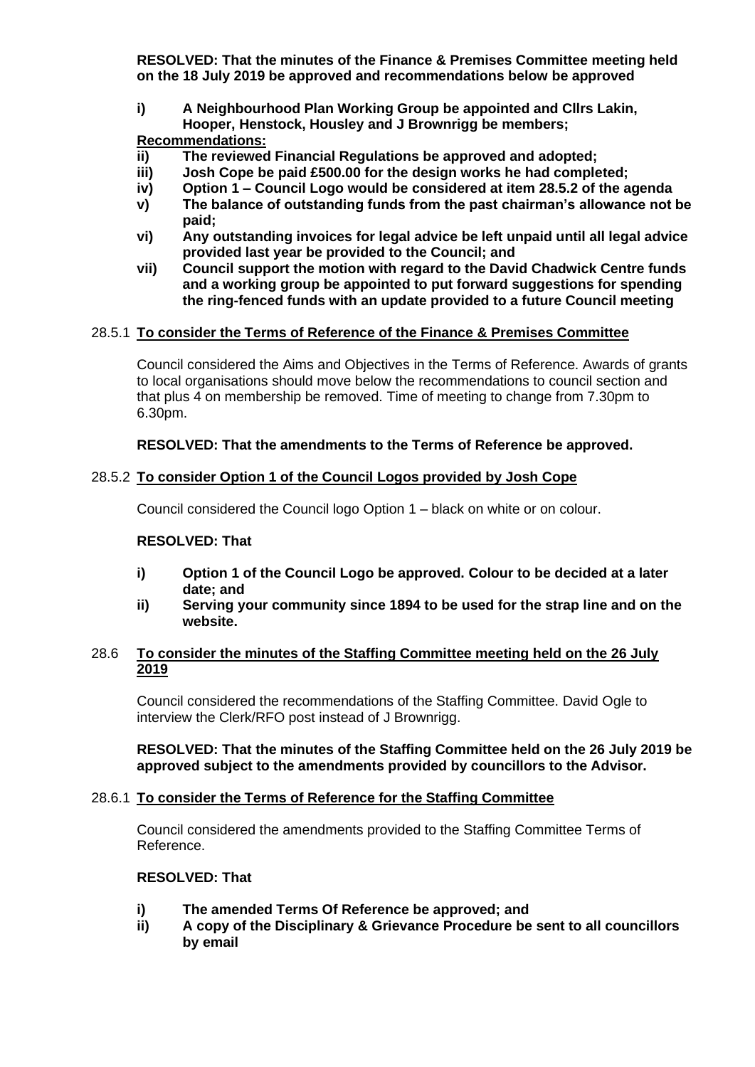**RESOLVED: That the minutes of the Finance & Premises Committee meeting held on the 18 July 2019 be approved and recommendations below be approved**

**i) A Neighbourhood Plan Working Group be appointed and Cllrs Lakin, Hooper, Henstock, Housley and J Brownrigg be members;**

**Recommendations:**

**ii) The reviewed Financial Regulations be approved and adopted;**

**iii) Josh Cope be paid £500.00 for the design works he had completed;**

**iv) Option 1 – Council Logo would be considered at item 28.5.2 of the agenda**

**v) The balance of outstanding funds from the past chairman's allowance not be paid;**

**vi) Any outstanding invoices for legal advice be left unpaid until all legal advice provided last year be provided to the Council; and**

**vii) Council support the motion with regard to the David Chadwick Centre funds and a working group be appointed to put forward suggestions for spending the ring-fenced funds with an update provided to a future Council meeting**

28.5.1 **To consider the Terms of Reference of the Finance & Premises Committee**

Council considered the Aims and Objectives in the Terms of Reference. Awards of grants to local organisations should move below the recommendations to council section and that plus 4 on membership be removed. Time of meeting to change from 7.30pm to 6.30pm.

**RESOLVED: That the amendments to the Terms of Reference be approved.**

28.5.2 **To consider Option 1 of the Council Logos provided by Josh Cope**

Council considered the Council logo Option 1 – black on white or on colour.

**RESOLVED: That**

**i) Option 1 of the Council Logo be approved. Colour to be decided at a later date; and**

**ii) Serving your community since 1894 to be used for the strap line and on the website.**

28.6 **To consider the minutes of the Staffing Committee meeting held on the 26 July 2019**

Council considered the recommendations of the Staffing Committee. David Ogle to interview the Clerk/RFO post instead of J Brownrigg.

**RESOLVED: That the minutes of the Staffing Committee held on the 26 July 2019 be approved subject to the amendments provided by councillors to the Advisor.**

28.6.1 **To consider the Terms of Reference for the Staffing Committee**

Council considered the amendments provided to the Staffing Committee Terms of Reference.

**RESOLVED: That**

**i) The amended Terms Of Reference be approved; and**

**ii) A copy of the Disciplinary & Grievance Procedure be sent to all councillors by email**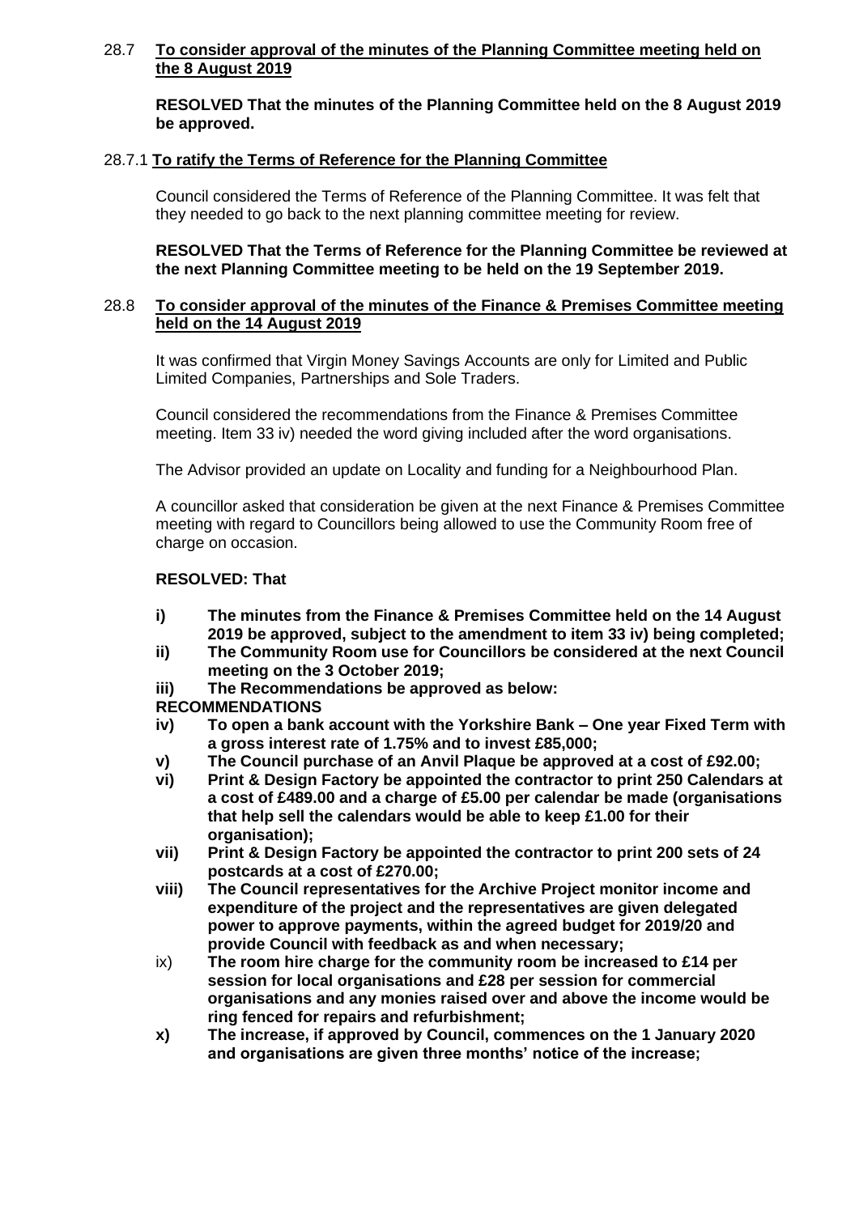### 28.7 **To consider approval of the minutes of the Planning Committee meeting held on the 8 August 2019**

**RESOLVED That the minutes of the Planning Committee held on the 8 August 2019 be approved.**

### 28.7.1 **To ratify the Terms of Reference for the Planning Committee**

Council considered the Terms of Reference of the Planning Committee. It was felt that they needed to go back to the next planning committee meeting for review.

**RESOLVED That the Terms of Reference for the Planning Committee be reviewed at the next Planning Committee meeting to be held on the 19 September 2019.**

### 28.8 **To consider approval of the minutes of the Finance & Premises Committee meeting held on the 14 August 2019**

It was confirmed that Virgin Money Savings Accounts are only for Limited and Public Limited Companies, Partnerships and Sole Traders.

Council considered the recommendations from the Finance & Premises Committee meeting. Item 33 iv) needed the word giving included after the word organisations.

The Advisor provided an update on Locality and funding for a Neighbourhood Plan.

A councillor asked that consideration be given at the next Finance & Premises Committee meeting with regard to Councillors being allowed to use the Community Room free of charge on occasion.

**RESOLVED: That**

- **i) The minutes from the Finance & Premises Committee held on the 14 August 2019 be approved, subject to the amendment to item 33 iv) being completed;**
- **ii) The Community Room use for Councillors be considered at the next Council meeting on the 3 October 2019;**
- **iii) The Recommendations be approved as below:**

**RECOMMENDATIONS**

- **iv) To open a bank account with the Yorkshire Bank – One year Fixed Term with a gross interest rate of 1.75% and to invest £85,000;**
- **v) The Council purchase of an Anvil Plaque be approved at a cost of £92.00;**
- **vi) Print & Design Factory be appointed the contractor to print 250 Calendars at a cost of £489.00 and a charge of £5.00 per calendar be made (organisations that help sell the calendars would be able to keep £1.00 for their organisation);**
- **vii) Print & Design Factory be appointed the contractor to print 200 sets of 24 postcards at a cost of £270.00;**
- **viii) The Council representatives for the Archive Project monitor income and expenditure of the project and the representatives are given delegated power to approve payments, within the agreed budget for 2019/20 and provide Council with feedback as and when necessary;**
- ix) **The room hire charge for the community room be increased to £14 per session for local organisations and £28 per session for commercial organisations and any monies raised over and above the income would be ring fenced for repairs and refurbishment;**
- **x) The increase, if approved by Council, commences on the 1 January 2020 and organisations are given three months' notice of the increase;**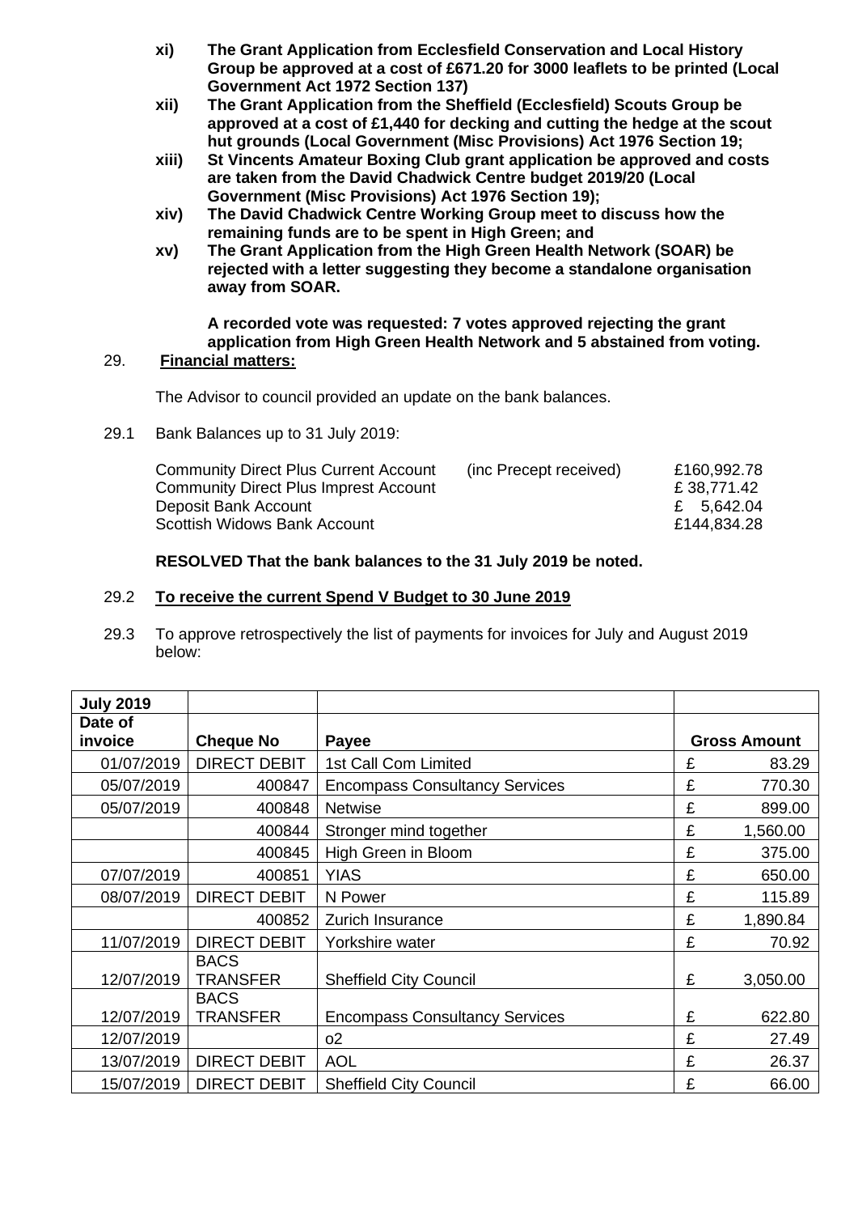**xi) The Grant Application from Ecclesfield Conservation and Local History Group be approved at a cost of £671.20 for 3000 leaflets to be printed (Local Government Act 1972 Section 137)**

**xii) The Grant Application from the Sheffield (Ecclesfield) Scouts Group be approved at a cost of £1,440 for decking and cutting the hedge at the scout hut grounds (Local Government (Misc Provisions) Act 1976 Section 19;**

**xiii) St Vincents Amateur Boxing Club grant application be approved and costs are taken from the David Chadwick Centre budget 2019/20 (Local Government (Misc Provisions) Act 1976 Section 19);**

**xiv) The David Chadwick Centre Working Group meet to discuss how the remaining funds are to be spent in High Green; and**

**xv) The Grant Application from the High Green Health Network (SOAR) be rejected with a letter suggesting they become a standalone organisation away from SOAR.**

**A recorded vote was requested: 7 votes approved rejecting the grant application from High Green Health Network and 5 abstained from voting.**

29. **Financial matters:**

The Advisor to council provided an update on the bank balances.

29.1 Bank Balances up to 31 July 2019:

| | | |
|---|---|---|
| Community Direct Plus Current Account | (inc Precept received) | £160,992.78 |
| Community Direct Plus Imprest Account | | £ 38,771.42 |
| Deposit Bank Account | | £ 5,642.04 |
| Scottish Widows Bank Account | | £144,834.28 |

**RESOLVED That the bank balances to the 31 July 2019 be noted.**

29.2 **To receive the current Spend V Budget to 30 June 2019**

29.3 To approve retrospectively the list of payments for invoices for July and August 2019 below:

| **July 2019** | | | | |
|---|---|---|---|---|
| **Date of invoice** | **Cheque No** | **Payee** | **Gross Amount** | |
| 01/07/2019 | DIRECT DEBIT | 1st Call Com Limited | £ | 83.29 |
| 05/07/2019 | 400847 | Encompass Consultancy Services | £ | 770.30 |
| 05/07/2019 | 400848 | Netwise | £ | 899.00 |
| | 400844 | Stronger mind together | £ | 1,560.00 |
| | 400845 | High Green in Bloom | £ | 375.00 |
| 07/07/2019 | 400851 | YIAS | £ | 650.00 |
| 08/07/2019 | DIRECT DEBIT | N Power | £ | 115.89 |
| | 400852 | Zurich Insurance | £ | 1,890.84 |
| 11/07/2019 | DIRECT DEBIT | Yorkshire water | £ | 70.92 |
| 12/07/2019 | BACS TRANSFER | Sheffield City Council | £ | 3,050.00 |
| 12/07/2019 | BACS TRANSFER | Encompass Consultancy Services | £ | 622.80 |
| 12/07/2019 | | o2 | £ | 27.49 |
| 13/07/2019 | DIRECT DEBIT | AOL | £ | 26.37 |
| 15/07/2019 | DIRECT DEBIT | Sheffield City Council | £ | 66.00 |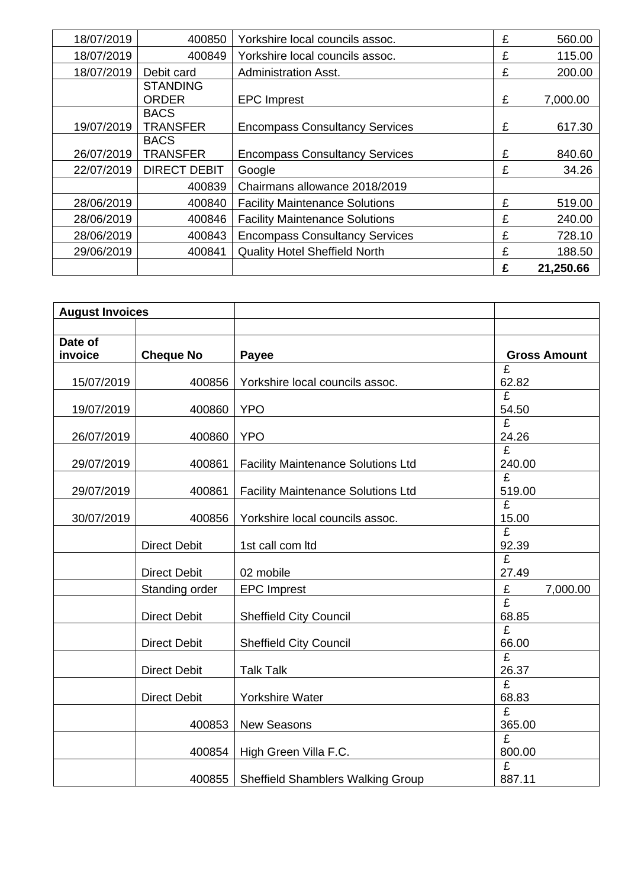| | | | |
|---|---|---|---|
| 18/07/2019 | 400850 | Yorkshire local councils assoc. | £ 560.00 |
| 18/07/2019 | 400849 | Yorkshire local councils assoc. | £ 115.00 |
| 18/07/2019 | Debit card | Administration Asst. | £ 200.00 |
| | STANDING ORDER | EPC Imprest | £ 7,000.00 |
| 19/07/2019 | BACS TRANSFER | Encompass Consultancy Services | £ 617.30 |
| 26/07/2019 | BACS TRANSFER | Encompass Consultancy Services | £ 840.60 |
| 22/07/2019 | DIRECT DEBIT | Google | £ 34.26 |
| | 400839 | Chairmans allowance 2018/2019 | |
| 28/06/2019 | 400840 | Facility Maintenance Solutions | £ 519.00 |
| 28/06/2019 | 400846 | Facility Maintenance Solutions | £ 240.00 |
| 28/06/2019 | 400843 | Encompass Consultancy Services | £ 728.10 |
| 29/06/2019 | 400841 | Quality Hotel Sheffield North | £ 188.50 |
| | | | **£ 21,250.66** |

| **August Invoices** | | | |
|---|---|---|---|
| | | | |
| **Date of invoice** | **Cheque No** | **Payee** | **Gross Amount** |
| 15/07/2019 | 400856 | Yorkshire local councils assoc. | £ 62.82 |
| 19/07/2019 | 400860 | YPO | £ 54.50 |
| 26/07/2019 | 400860 | YPO | £ 24.26 |
| 29/07/2019 | 400861 | Facility Maintenance Solutions Ltd | £ 240.00 |
| 29/07/2019 | 400861 | Facility Maintenance Solutions Ltd | £ 519.00 |
| 30/07/2019 | 400856 | Yorkshire local councils assoc. | £ 15.00 |
| | Direct Debit | 1st call com ltd | £ 92.39 |
| | Direct Debit | 02 mobile | £ 27.49 |
| | Standing order | EPC Imprest | £ 7,000.00 |
| | Direct Debit | Sheffield City Council | £ 68.85 |
| | Direct Debit | Sheffield City Council | £ 66.00 |
| | Direct Debit | Talk Talk | £ 26.37 |
| | Direct Debit | Yorkshire Water | £ 68.83 |
| | 400853 | New Seasons | £ 365.00 |
| | 400854 | High Green Villa F.C. | £ 800.00 |
| | 400855 | Sheffield Shamblers Walking Group | £ 887.11 |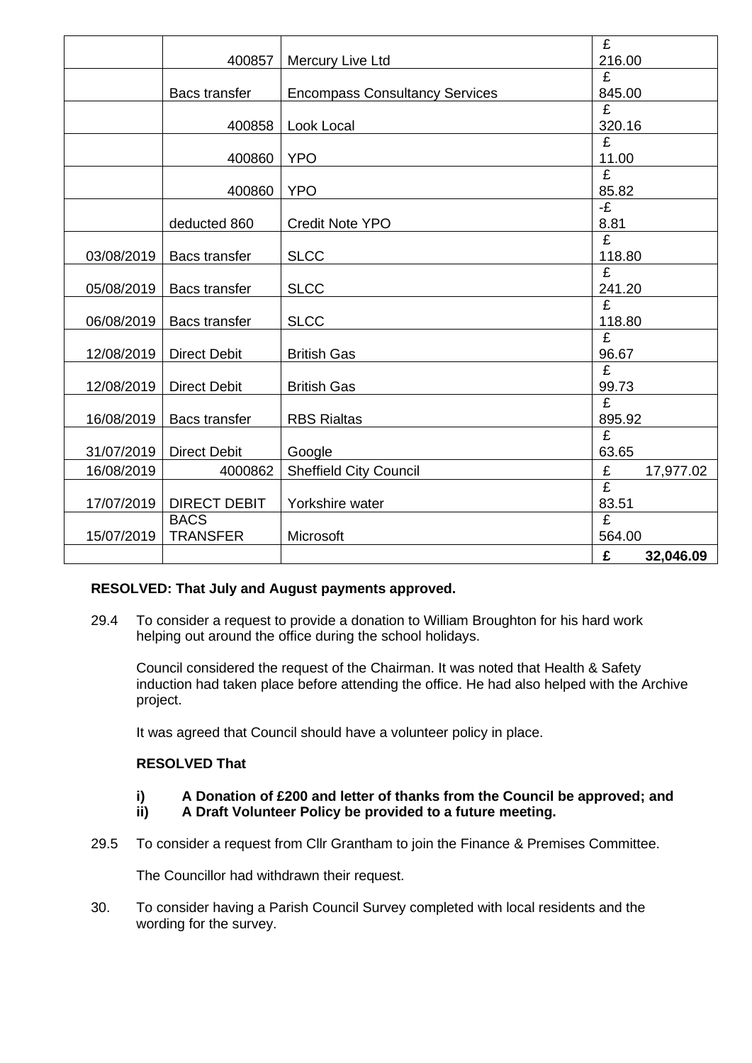| | | | |
|---|---|---|---|
| | 400857 | Mercury Live Ltd | £ 216.00 |
| | Bacs transfer | Encompass Consultancy Services | £ 845.00 |
| | 400858 | Look Local | £ 320.16 |
| | 400860 | YPO | £ 11.00 |
| | 400860 | YPO | £ 85.82 |
| | deducted 860 | Credit Note YPO | -£ 8.81 |
| 03/08/2019 | Bacs transfer | SLCC | £ 118.80 |
| 05/08/2019 | Bacs transfer | SLCC | £ 241.20 |
| 06/08/2019 | Bacs transfer | SLCC | £ 118.80 |
| 12/08/2019 | Direct Debit | British Gas | £ 96.67 |
| 12/08/2019 | Direct Debit | British Gas | £ 99.73 |
| 16/08/2019 | Bacs transfer | RBS Rialtas | £ 895.92 |
| 31/07/2019 | Direct Debit | Google | £ 63.65 |
| 16/08/2019 | 4000862 | Sheffield City Council | £ 17,977.02 |
| 17/07/2019 | DIRECT DEBIT | Yorkshire water | £ 83.51 |
| 15/07/2019 | BACS TRANSFER | Microsoft | £ 564.00 |
| | | | **£ 32,046.09** |

**RESOLVED: That July and August payments approved.**

29.4 To consider a request to provide a donation to William Broughton for his hard work helping out around the office during the school holidays.

Council considered the request of the Chairman. It was noted that Health & Safety induction had taken place before attending the office. He had also helped with the Archive project.

It was agreed that Council should have a volunteer policy in place.

**RESOLVED That**

**i) A Donation of £200 and letter of thanks from the Council be approved; and**
**ii) A Draft Volunteer Policy be provided to a future meeting.**

29.5 To consider a request from Cllr Grantham to join the Finance & Premises Committee.

The Councillor had withdrawn their request.

30. To consider having a Parish Council Survey completed with local residents and the wording for the survey.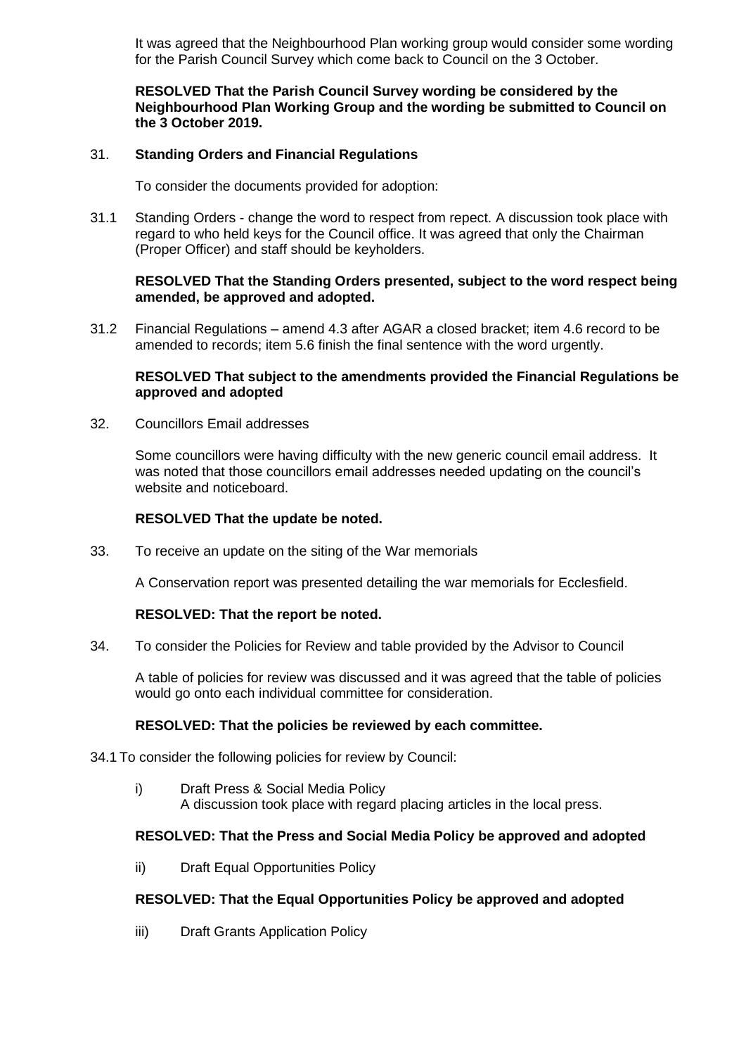It was agreed that the Neighbourhood Plan working group would consider some wording for the Parish Council Survey which come back to Council on the 3 October.

**RESOLVED That the Parish Council Survey wording be considered by the Neighbourhood Plan Working Group and the wording be submitted to Council on the 3 October 2019.**

31. **Standing Orders and Financial Regulations**

To consider the documents provided for adoption:

31.1 Standing Orders - change the word to respect from repect. A discussion took place with regard to who held keys for the Council office. It was agreed that only the Chairman (Proper Officer) and staff should be keyholders.

**RESOLVED That the Standing Orders presented, subject to the word respect being amended, be approved and adopted.**

31.2 Financial Regulations – amend 4.3 after AGAR a closed bracket; item 4.6 record to be amended to records; item 5.6 finish the final sentence with the word urgently.

**RESOLVED That subject to the amendments provided the Financial Regulations be approved and adopted**

32. Councillors Email addresses

Some councillors were having difficulty with the new generic council email address. It was noted that those councillors email addresses needed updating on the council's website and noticeboard.

**RESOLVED That the update be noted.**

33. To receive an update on the siting of the War memorials

A Conservation report was presented detailing the war memorials for Ecclesfield.

**RESOLVED: That the report be noted.**

34. To consider the Policies for Review and table provided by the Advisor to Council

A table of policies for review was discussed and it was agreed that the table of policies would go onto each individual committee for consideration.

**RESOLVED: That the policies be reviewed by each committee.**

34.1 To consider the following policies for review by Council:

i) Draft Press & Social Media Policy
A discussion took place with regard placing articles in the local press.

**RESOLVED: That the Press and Social Media Policy be approved and adopted**

ii) Draft Equal Opportunities Policy

**RESOLVED: That the Equal Opportunities Policy be approved and adopted**

iii) Draft Grants Application Policy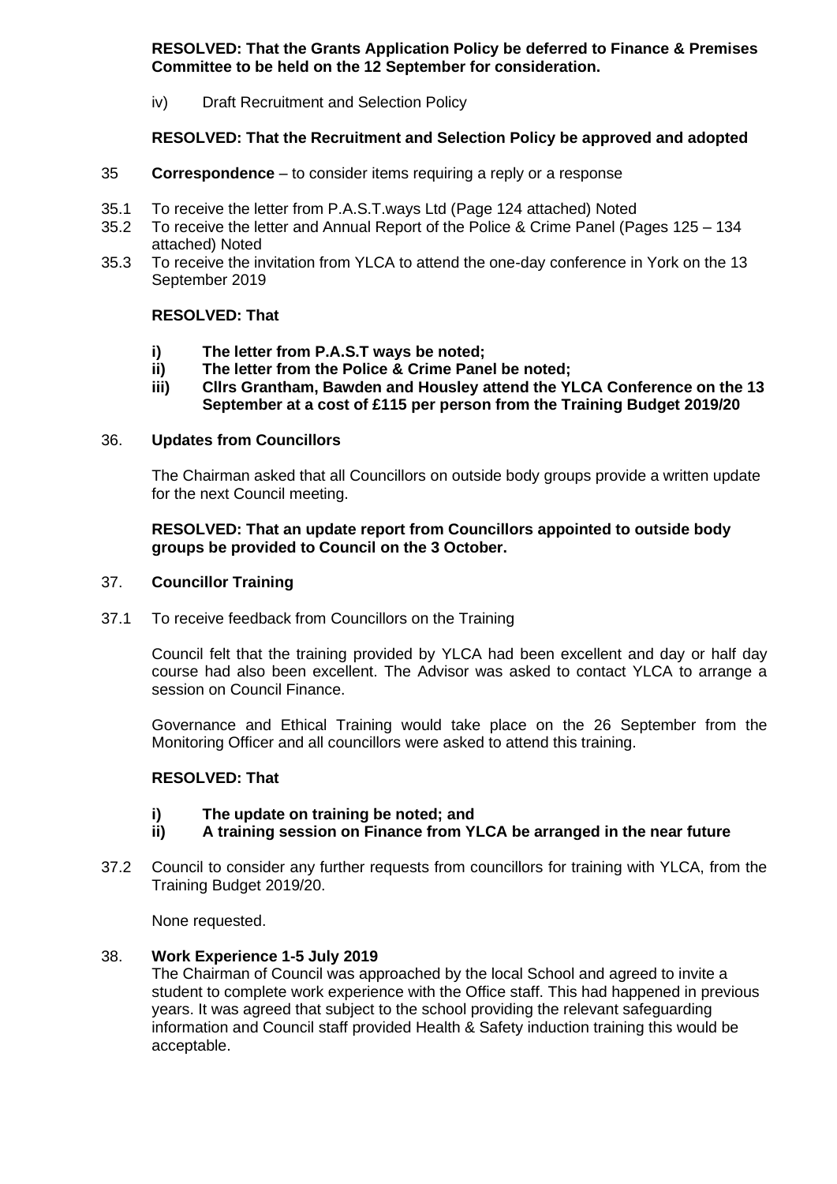**RESOLVED: That the Grants Application Policy be deferred to Finance & Premises Committee to be held on the 12 September for consideration.**

iv) Draft Recruitment and Selection Policy

**RESOLVED: That the Recruitment and Selection Policy be approved and adopted**

35 **Correspondence** – to consider items requiring a reply or a response

35.1 To receive the letter from P.A.S.T.ways Ltd (Page 124 attached) Noted

35.2 To receive the letter and Annual Report of the Police & Crime Panel (Pages 125 – 134 attached) Noted

35.3 To receive the invitation from YLCA to attend the one-day conference in York on the 13 September 2019

**RESOLVED: That**

- **i) The letter from P.A.S.T ways be noted;**
- **ii) The letter from the Police & Crime Panel be noted;**
- **iii) Cllrs Grantham, Bawden and Housley attend the YLCA Conference on the 13 September at a cost of £115 per person from the Training Budget 2019/20**

36. **Updates from Councillors**

The Chairman asked that all Councillors on outside body groups provide a written update for the next Council meeting.

**RESOLVED: That an update report from Councillors appointed to outside body groups be provided to Council on the 3 October.**

37. **Councillor Training**

37.1 To receive feedback from Councillors on the Training

Council felt that the training provided by YLCA had been excellent and day or half day course had also been excellent. The Advisor was asked to contact YLCA to arrange a session on Council Finance.

Governance and Ethical Training would take place on the 26 September from the Monitoring Officer and all councillors were asked to attend this training.

**RESOLVED: That**

- **i) The update on training be noted; and**
- **ii) A training session on Finance from YLCA be arranged in the near future**

37.2 Council to consider any further requests from councillors for training with YLCA, from the Training Budget 2019/20.

None requested.

38. **Work Experience 1-5 July 2019**

The Chairman of Council was approached by the local School and agreed to invite a student to complete work experience with the Office staff. This had happened in previous years. It was agreed that subject to the school providing the relevant safeguarding information and Council staff provided Health & Safety induction training this would be acceptable.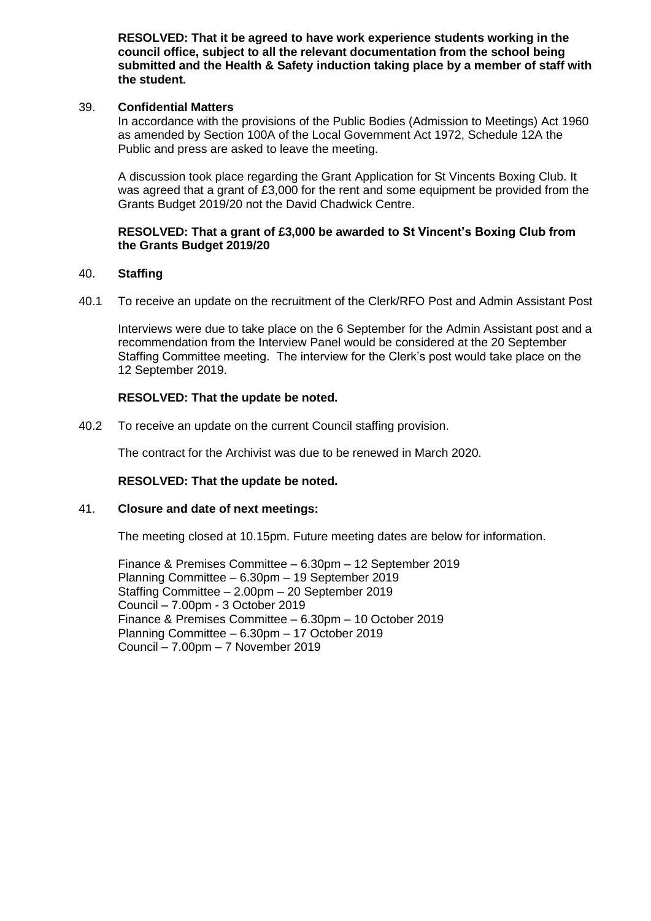**RESOLVED: That it be agreed to have work experience students working in the council office, subject to all the relevant documentation from the school being submitted and the Health & Safety induction taking place by a member of staff with the student.**

39. **Confidential Matters**

In accordance with the provisions of the Public Bodies (Admission to Meetings) Act 1960 as amended by Section 100A of the Local Government Act 1972, Schedule 12A the Public and press are asked to leave the meeting.

A discussion took place regarding the Grant Application for St Vincents Boxing Club. It was agreed that a grant of £3,000 for the rent and some equipment be provided from the Grants Budget 2019/20 not the David Chadwick Centre.

**RESOLVED: That a grant of £3,000 be awarded to St Vincent's Boxing Club from the Grants Budget 2019/20**

40. **Staffing**

40.1 To receive an update on the recruitment of the Clerk/RFO Post and Admin Assistant Post

Interviews were due to take place on the 6 September for the Admin Assistant post and a recommendation from the Interview Panel would be considered at the 20 September Staffing Committee meeting. The interview for the Clerk's post would take place on the 12 September 2019.

**RESOLVED: That the update be noted.**

40.2 To receive an update on the current Council staffing provision.

The contract for the Archivist was due to be renewed in March 2020.

**RESOLVED: That the update be noted.**

41. **Closure and date of next meetings:**

The meeting closed at 10.15pm. Future meeting dates are below for information.

Finance & Premises Committee – 6.30pm – 12 September 2019
Planning Committee – 6.30pm – 19 September 2019
Staffing Committee – 2.00pm – 20 September 2019
Council – 7.00pm - 3 October 2019
Finance & Premises Committee – 6.30pm – 10 October 2019
Planning Committee – 6.30pm – 17 October 2019
Council – 7.00pm – 7 November 2019